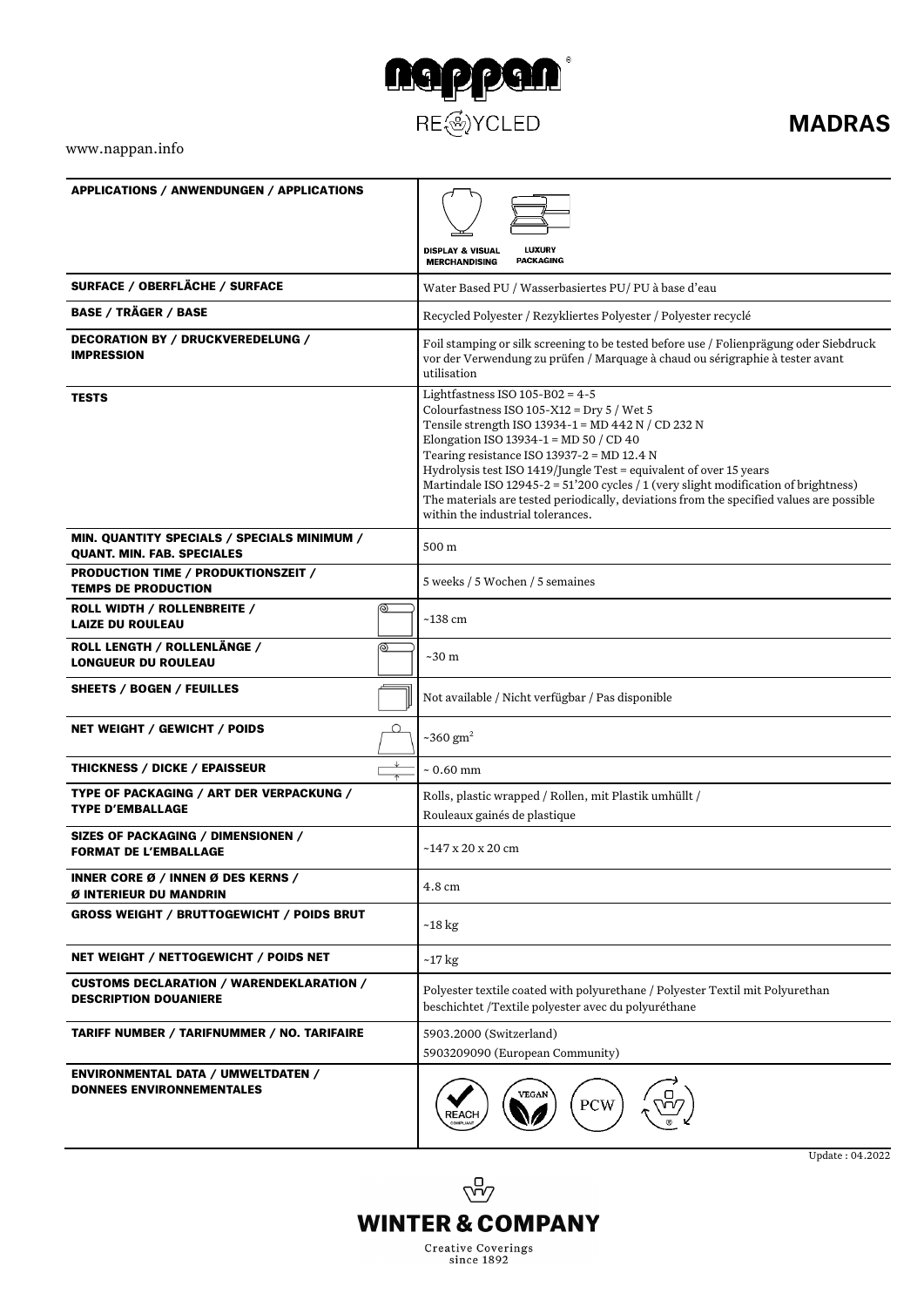nappan®

RECYCLED

# MADRAS

www.nappan.info

| | |
|---|---|
| **APPLICATIONS / ANWENDUNGEN / APPLICATIONS** | DISPLAY & VISUAL MERCHANDISING<br>LUXURY PACKAGING |
| **SURFACE / OBERFLÄCHE / SURFACE** | Water Based PU / Wasserbasiertes PU/ PU à base d'eau |
| **BASE / TRÄGER / BASE** | Recycled Polyester / Rezykliertes Polyester / Polyester recyclé |
| **DECORATION BY / DRUCKVEREDELUNG / IMPRESSION** | Foil stamping or silk screening to be tested before use / Folienprägung oder Siebdruck vor der Verwendung zu prüfen / Marquage à chaud ou sérigraphie à tester avant utilisation |
| **TESTS** | Lightfastness ISO 105-B02 = 4-5<br>Colourfastness ISO 105-X12 = Dry 5 / Wet 5<br>Tensile strength ISO 13934-1 = MD 442 N / CD 232 N<br>Elongation ISO 13934-1 = MD 50 / CD 40<br>Tearing resistance ISO 13937-2 = MD 12.4 N<br>Hydrolysis test ISO 1419/Jungle Test = equivalent of over 15 years<br>Martindale ISO 12945-2 = 51'200 cycles / 1 (very slight modification of brightness)<br>The materials are tested periodically, deviations from the specified values are possible within the industrial tolerances. |
| **MIN. QUANTITY SPECIALS / SPECIALS MINIMUM / QUANT. MIN. FAB. SPECIALES** | 500 m |
| **PRODUCTION TIME / PRODUKTIONSZEIT / TEMPS DE PRODUCTION** | 5 weeks / 5 Wochen / 5 semaines |
| **ROLL WIDTH / ROLLENBREITE / LAIZE DU ROULEAU** | ~138 cm |
| **ROLL LENGTH / ROLLENLÄNGE / LONGUEUR DU ROULEAU** | ~30 m |
| **SHEETS / BOGEN / FEUILLES** | Not available / Nicht verfügbar / Pas disponible |
| **NET WEIGHT / GEWICHT / POIDS** | ~360 gm² |
| **THICKNESS / DICKE / EPAISSEUR** | ~ 0.60 mm |
| **TYPE OF PACKAGING / ART DER VERPACKUNG / TYPE D'EMBALLAGE** | Rolls, plastic wrapped / Rollen, mit Plastik umhüllt /<br>Rouleaux gainés de plastique |
| **SIZES OF PACKAGING / DIMENSIONEN / FORMAT DE L'EMBALLAGE** | ~147 x 20 x 20 cm |
| **INNER CORE Ø / INNEN Ø DES KERNS / Ø INTERIEUR DU MANDRIN** | 4.8 cm |
| **GROSS WEIGHT / BRUTTOGEWICHT / POIDS BRUT** | ~18 kg |
| **NET WEIGHT / NETTOGEWICHT / POIDS NET** | ~17 kg |
| **CUSTOMS DECLARATION / WARENDEKLARATION / DESCRIPTION DOUANIERE** | Polyester textile coated with polyurethane / Polyester Textil mit Polyurethan beschichtet /Textile polyester avec du polyuréthane |
| **TARIFF NUMBER / TARIFNUMMER / NO. TARIFAIRE** | 5903.2000 (Switzerland)<br>5903209090 (European Community) |
| **ENVIRONMENTAL DATA / UMWELTDATEN / DONNEES ENVIRONNEMENTALES** | REACH COMPLIANT · VEGAN · PCW |

Update : 04.2022

WINTER & COMPANY

Creative Coverings since 1892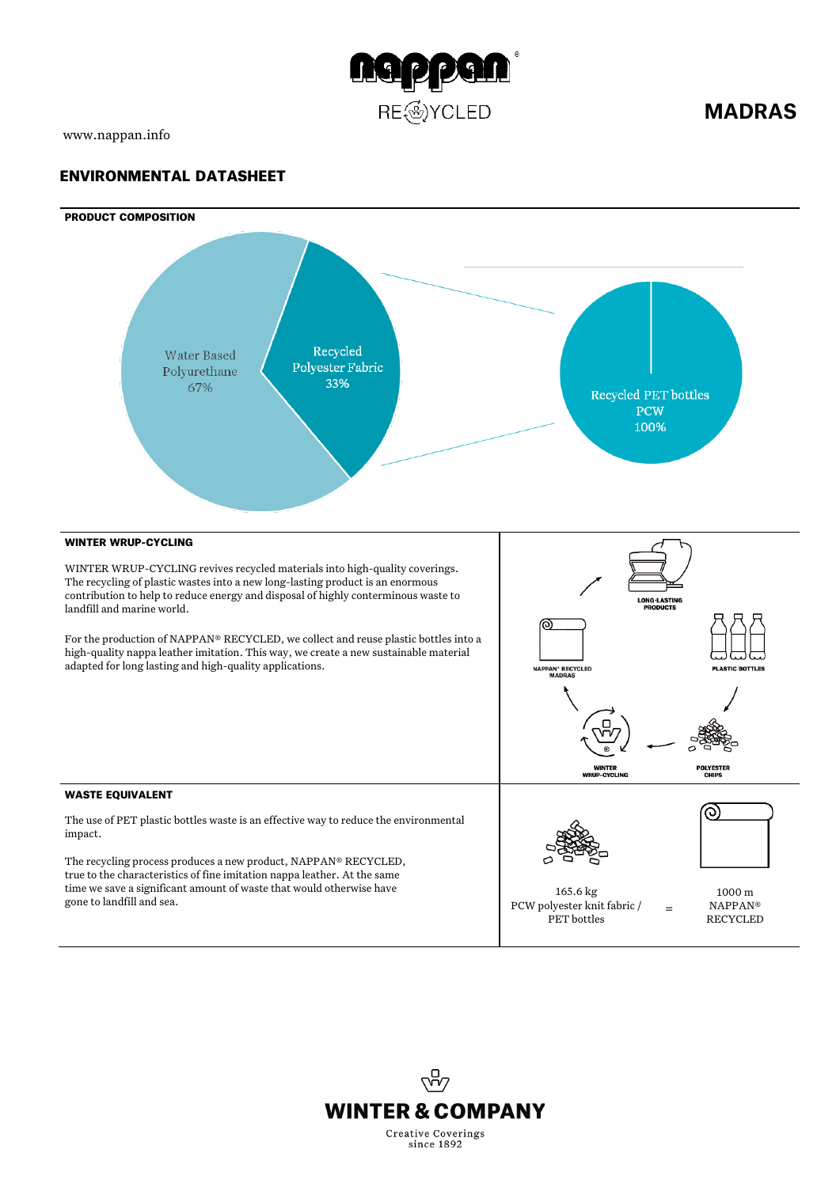nappan®

RECYCLED

# MADRAS

www.nappan.info

## ENVIRONMENTAL DATASHEET

### PRODUCT COMPOSITION

Water Based Polyurethane 67%

Recycled Polyester Fabric 33%

Recycled PET bottles PCW 100%

### WINTER WRUP-CYCLING

WINTER WRUP-CYCLING revives recycled materials into high-quality coverings. The recycling of plastic wastes into a new long-lasting product is an enormous contribution to help to reduce energy and disposal of highly conterminous waste to landfill and marine world.

For the production of NAPPAN® RECYCLED, we collect and reuse plastic bottles into a high-quality nappa leather imitation. This way, we create a new sustainable material adapted for long lasting and high-quality applications.

LONG-LASTING PRODUCTS

PLASTIC BOTTLES

NAPPAN® RECYCLED MADRAS

POLYESTER CHIPS

WINTER WRUP-CYCLING

### WASTE EQUIVALENT

The use of PET plastic bottles waste is an effective way to reduce the environmental impact.

The recycling process produces a new product, NAPPAN® RECYCLED, true to the characteristics of fine imitation nappa leather. At the same time we save a significant amount of waste that would otherwise have gone to landfill and sea.

165.6 kg PCW polyester knit fabric / PET bottles = 1000 m NAPPAN® RECYCLED

WINTER & COMPANY

Creative Coverings since 1892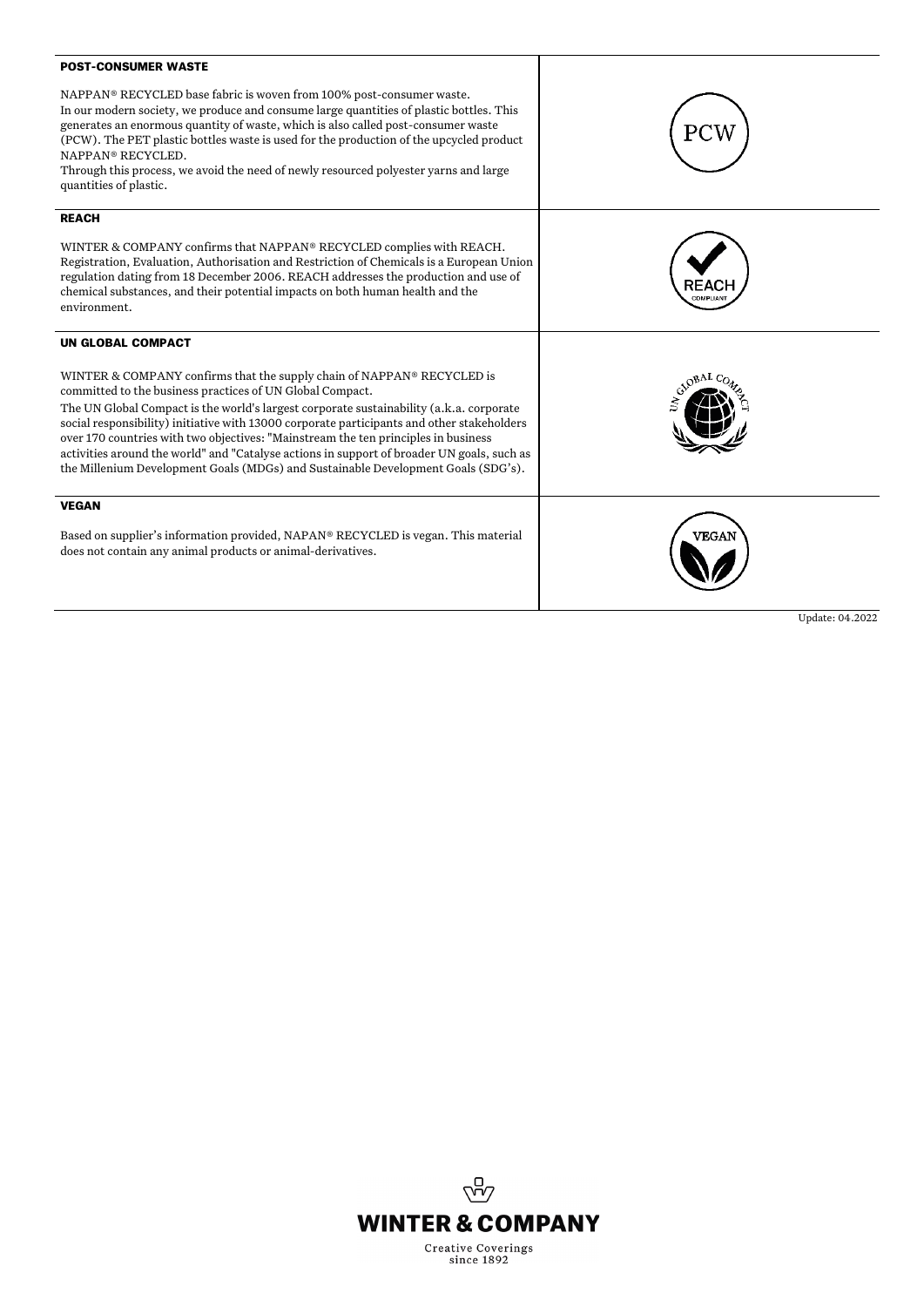## POST-CONSUMER WASTE

NAPPAN® RECYCLED base fabric is woven from 100% post-consumer waste.
In our modern society, we produce and consume large quantities of plastic bottles. This generates an enormous quantity of waste, which is also called post-consumer waste (PCW). The PET plastic bottles waste is used for the production of the upcycled product NAPPAN® RECYCLED.
Through this process, we avoid the need of newly resourced polyester yarns and large quantities of plastic.

## REACH

WINTER & COMPANY confirms that NAPPAN® RECYCLED complies with REACH. Registration, Evaluation, Authorisation and Restriction of Chemicals is a European Union regulation dating from 18 December 2006. REACH addresses the production and use of chemical substances, and their potential impacts on both human health and the environment.

## UN GLOBAL COMPACT

WINTER & COMPANY confirms that the supply chain of NAPPAN® RECYCLED is committed to the business practices of UN Global Compact.
The UN Global Compact is the world's largest corporate sustainability (a.k.a. corporate social responsibility) initiative with 13000 corporate participants and other stakeholders over 170 countries with two objectives: "Mainstream the ten principles in business activities around the world" and "Catalyse actions in support of broader UN goals, such as the Millenium Development Goals (MDGs) and Sustainable Development Goals (SDG's).

## VEGAN

Based on supplier's information provided, NAPAN® RECYCLED is vegan. This material does not contain any animal products or animal-derivatives.

Update: 04.2022

WINTER & COMPANY

Creative Coverings
since 1892